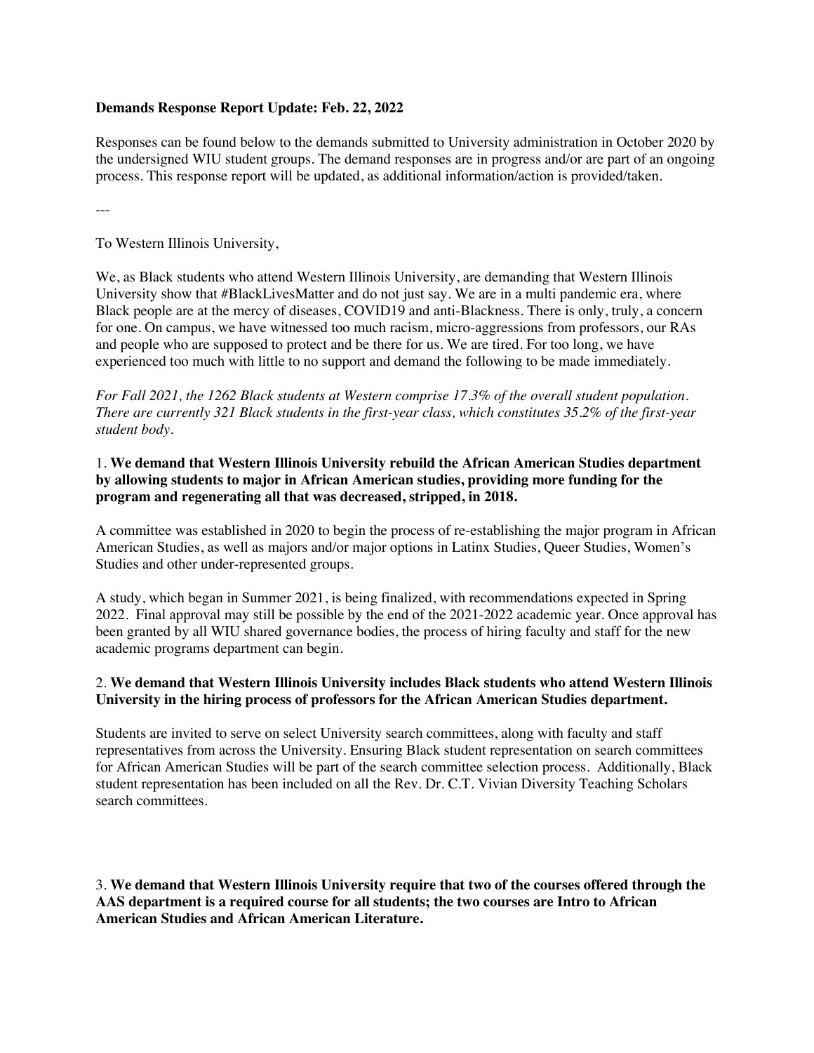**Demands Response Report Update: Feb. 22, 2022**

Responses can be found below to the demands submitted to University administration in October 2020 by the undersigned WIU student groups. The demand responses are in progress and/or are part of an ongoing process. This response report will be updated, as additional information/action is provided/taken.

---

To Western Illinois University,

We, as Black students who attend Western Illinois University, are demanding that Western Illinois University show that #BlackLivesMatter and do not just say. We are in a multi pandemic era, where Black people are at the mercy of diseases, COVID19 and anti-Blackness. There is only, truly, a concern for one. On campus, we have witnessed too much racism, micro-aggressions from professors, our RAs and people who are supposed to protect and be there for us. We are tired. For too long, we have experienced too much with little to no support and demand the following to be made immediately.

*For Fall 2021, the 1262 Black students at Western comprise 17.3% of the overall student population. There are currently 321 Black students in the first-year class, which constitutes 35.2% of the first-year student body.*

1. **We demand that Western Illinois University rebuild the African American Studies department by allowing students to major in African American studies, providing more funding for the program and regenerating all that was decreased, stripped, in 2018.**

A committee was established in 2020 to begin the process of re-establishing the major program in African American Studies, as well as majors and/or major options in Latinx Studies, Queer Studies, Women's Studies and other under-represented groups.

A study, which began in Summer 2021, is being finalized, with recommendations expected in Spring 2022. Final approval may still be possible by the end of the 2021-2022 academic year. Once approval has been granted by all WIU shared governance bodies, the process of hiring faculty and staff for the new academic programs department can begin.

2. **We demand that Western Illinois University includes Black students who attend Western Illinois University in the hiring process of professors for the African American Studies department.**

Students are invited to serve on select University search committees, along with faculty and staff representatives from across the University. Ensuring Black student representation on search committees for African American Studies will be part of the search committee selection process. Additionally, Black student representation has been included on all the Rev. Dr. C.T. Vivian Diversity Teaching Scholars search committees.

3. **We demand that Western Illinois University require that two of the courses offered through the AAS department is a required course for all students; the two courses are Intro to African American Studies and African American Literature.**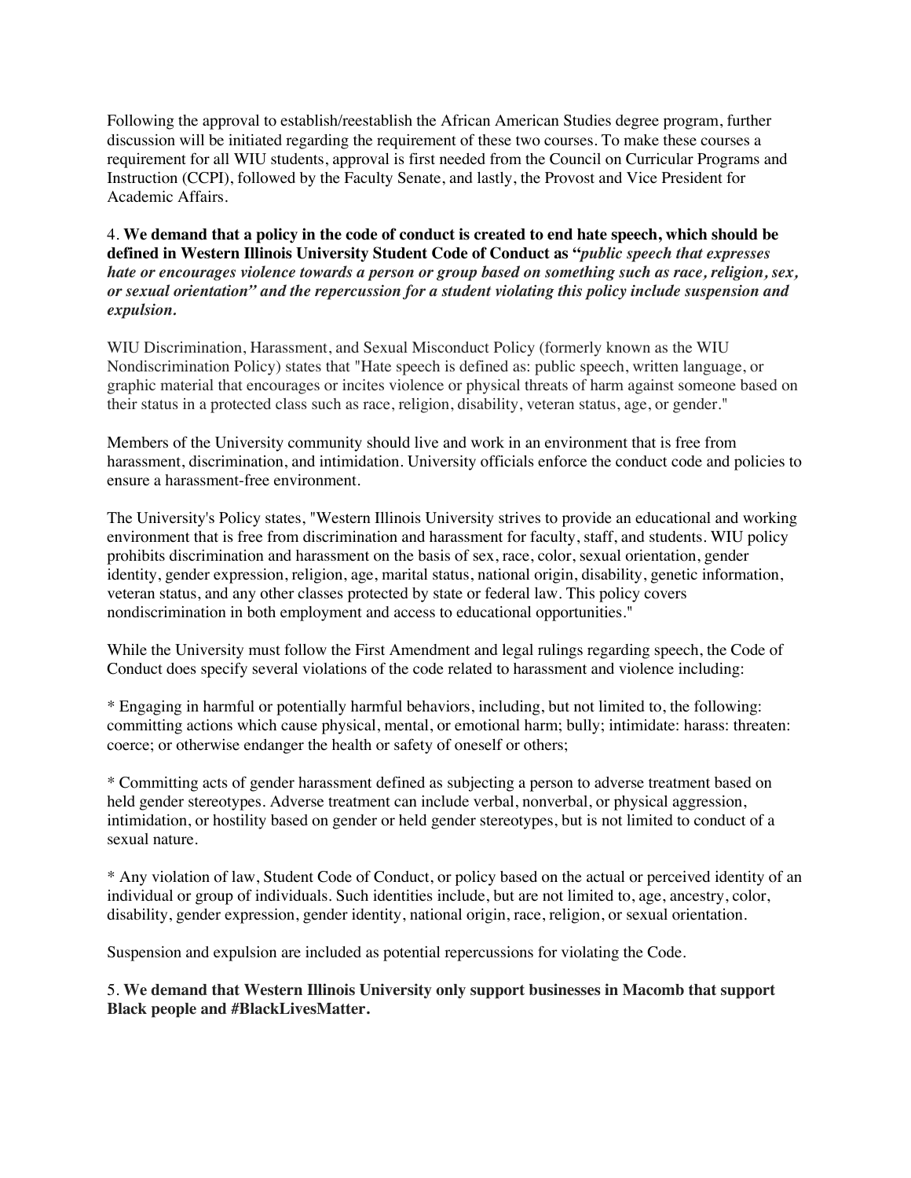Following the approval to establish/reestablish the African American Studies degree program, further discussion will be initiated regarding the requirement of these two courses. To make these courses a requirement for all WIU students, approval is first needed from the Council on Curricular Programs and Instruction (CCPI), followed by the Faculty Senate, and lastly, the Provost and Vice President for Academic Affairs.

4. **We demand that a policy in the code of conduct is created to end hate speech, which should be defined in Western Illinois University Student Code of Conduct as "*public speech that expresses hate or encourages violence towards a person or group based on something such as race, religion, sex, or sexual orientation" and the repercussion for a student violating this policy include suspension and expulsion.***

WIU Discrimination, Harassment, and Sexual Misconduct Policy (formerly known as the WIU Nondiscrimination Policy) states that "Hate speech is defined as: public speech, written language, or graphic material that encourages or incites violence or physical threats of harm against someone based on their status in a protected class such as race, religion, disability, veteran status, age, or gender."

Members of the University community should live and work in an environment that is free from harassment, discrimination, and intimidation. University officials enforce the conduct code and policies to ensure a harassment-free environment.

The University's Policy states, "Western Illinois University strives to provide an educational and working environment that is free from discrimination and harassment for faculty, staff, and students. WIU policy prohibits discrimination and harassment on the basis of sex, race, color, sexual orientation, gender identity, gender expression, religion, age, marital status, national origin, disability, genetic information, veteran status, and any other classes protected by state or federal law. This policy covers nondiscrimination in both employment and access to educational opportunities."

While the University must follow the First Amendment and legal rulings regarding speech, the Code of Conduct does specify several violations of the code related to harassment and violence including:

* Engaging in harmful or potentially harmful behaviors, including, but not limited to, the following: committing actions which cause physical, mental, or emotional harm; bully; intimidate: harass: threaten: coerce; or otherwise endanger the health or safety of oneself or others;

* Committing acts of gender harassment defined as subjecting a person to adverse treatment based on held gender stereotypes. Adverse treatment can include verbal, nonverbal, or physical aggression, intimidation, or hostility based on gender or held gender stereotypes, but is not limited to conduct of a sexual nature.

* Any violation of law, Student Code of Conduct, or policy based on the actual or perceived identity of an individual or group of individuals. Such identities include, but are not limited to, age, ancestry, color, disability, gender expression, gender identity, national origin, race, religion, or sexual orientation.

Suspension and expulsion are included as potential repercussions for violating the Code.

5. **We demand that Western Illinois University only support businesses in Macomb that support Black people and #BlackLivesMatter.**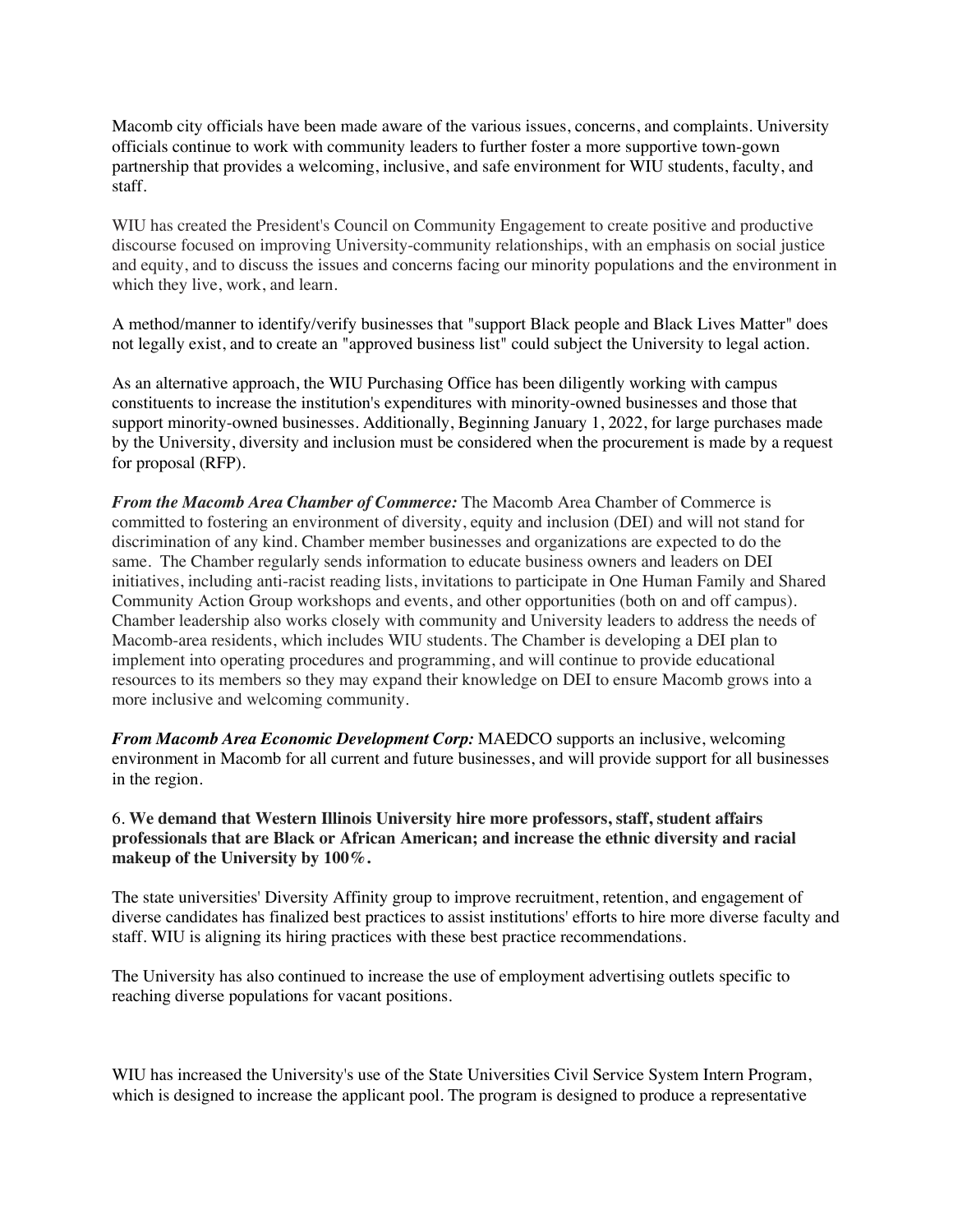Macomb city officials have been made aware of the various issues, concerns, and complaints. University officials continue to work with community leaders to further foster a more supportive town-gown partnership that provides a welcoming, inclusive, and safe environment for WIU students, faculty, and staff.

WIU has created the President's Council on Community Engagement to create positive and productive discourse focused on improving University-community relationships, with an emphasis on social justice and equity, and to discuss the issues and concerns facing our minority populations and the environment in which they live, work, and learn.

A method/manner to identify/verify businesses that "support Black people and Black Lives Matter" does not legally exist, and to create an "approved business list" could subject the University to legal action.

As an alternative approach, the WIU Purchasing Office has been diligently working with campus constituents to increase the institution's expenditures with minority-owned businesses and those that support minority-owned businesses. Additionally, Beginning January 1, 2022, for large purchases made by the University, diversity and inclusion must be considered when the procurement is made by a request for proposal (RFP).

***From the Macomb Area Chamber of Commerce:*** The Macomb Area Chamber of Commerce is committed to fostering an environment of diversity, equity and inclusion (DEI) and will not stand for discrimination of any kind. Chamber member businesses and organizations are expected to do the same. The Chamber regularly sends information to educate business owners and leaders on DEI initiatives, including anti-racist reading lists, invitations to participate in One Human Family and Shared Community Action Group workshops and events, and other opportunities (both on and off campus). Chamber leadership also works closely with community and University leaders to address the needs of Macomb-area residents, which includes WIU students. The Chamber is developing a DEI plan to implement into operating procedures and programming, and will continue to provide educational resources to its members so they may expand their knowledge on DEI to ensure Macomb grows into a more inclusive and welcoming community.

***From Macomb Area Economic Development Corp:*** MAEDCO supports an inclusive, welcoming environment in Macomb for all current and future businesses, and will provide support for all businesses in the region.

6. **We demand that Western Illinois University hire more professors, staff, student affairs professionals that are Black or African American; and increase the ethnic diversity and racial makeup of the University by 100%.**

The state universities' Diversity Affinity group to improve recruitment, retention, and engagement of diverse candidates has finalized best practices to assist institutions' efforts to hire more diverse faculty and staff. WIU is aligning its hiring practices with these best practice recommendations.

The University has also continued to increase the use of employment advertising outlets specific to reaching diverse populations for vacant positions.

WIU has increased the University's use of the State Universities Civil Service System Intern Program, which is designed to increase the applicant pool. The program is designed to produce a representative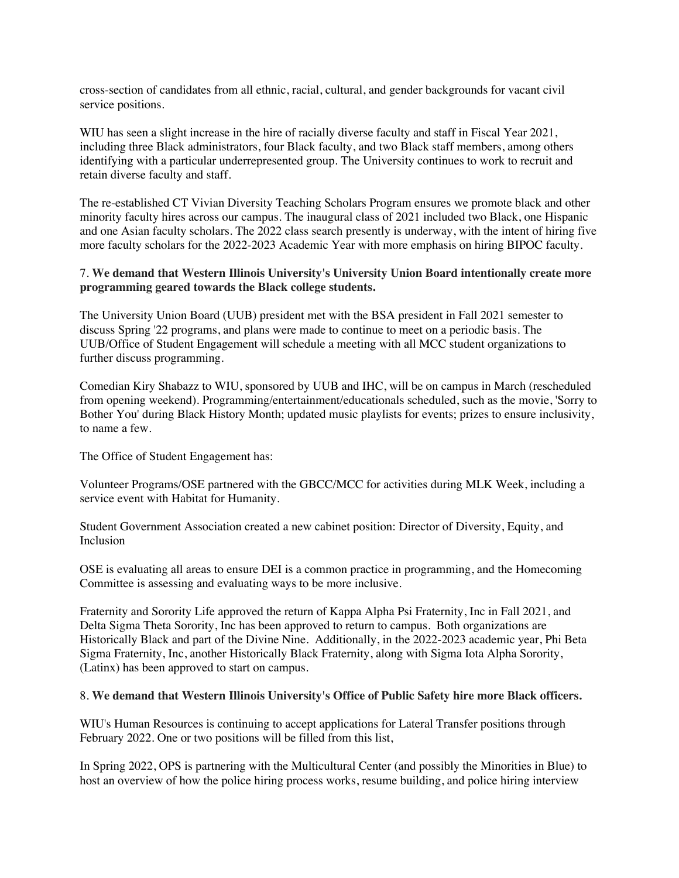cross-section of candidates from all ethnic, racial, cultural, and gender backgrounds for vacant civil service positions.

WIU has seen a slight increase in the hire of racially diverse faculty and staff in Fiscal Year 2021, including three Black administrators, four Black faculty, and two Black staff members, among others identifying with a particular underrepresented group. The University continues to work to recruit and retain diverse faculty and staff.

The re-established CT Vivian Diversity Teaching Scholars Program ensures we promote black and other minority faculty hires across our campus. The inaugural class of 2021 included two Black, one Hispanic and one Asian faculty scholars. The 2022 class search presently is underway, with the intent of hiring five more faculty scholars for the 2022-2023 Academic Year with more emphasis on hiring BIPOC faculty.

7. **We demand that Western Illinois University's University Union Board intentionally create more programming geared towards the Black college students.**

The University Union Board (UUB) president met with the BSA president in Fall 2021 semester to discuss Spring '22 programs, and plans were made to continue to meet on a periodic basis. The UUB/Office of Student Engagement will schedule a meeting with all MCC student organizations to further discuss programming.

Comedian Kiry Shabazz to WIU, sponsored by UUB and IHC, will be on campus in March (rescheduled from opening weekend). Programming/entertainment/educationals scheduled, such as the movie, 'Sorry to Bother You' during Black History Month; updated music playlists for events; prizes to ensure inclusivity, to name a few.

The Office of Student Engagement has:

Volunteer Programs/OSE partnered with the GBCC/MCC for activities during MLK Week, including a service event with Habitat for Humanity.

Student Government Association created a new cabinet position: Director of Diversity, Equity, and Inclusion

OSE is evaluating all areas to ensure DEI is a common practice in programming, and the Homecoming Committee is assessing and evaluating ways to be more inclusive.

Fraternity and Sorority Life approved the return of Kappa Alpha Psi Fraternity, Inc in Fall 2021, and Delta Sigma Theta Sorority, Inc has been approved to return to campus. Both organizations are Historically Black and part of the Divine Nine. Additionally, in the 2022-2023 academic year, Phi Beta Sigma Fraternity, Inc, another Historically Black Fraternity, along with Sigma Iota Alpha Sorority, (Latinx) has been approved to start on campus.

8. **We demand that Western Illinois University's Office of Public Safety hire more Black officers.**

WIU's Human Resources is continuing to accept applications for Lateral Transfer positions through February 2022. One or two positions will be filled from this list,

In Spring 2022, OPS is partnering with the Multicultural Center (and possibly the Minorities in Blue) to host an overview of how the police hiring process works, resume building, and police hiring interview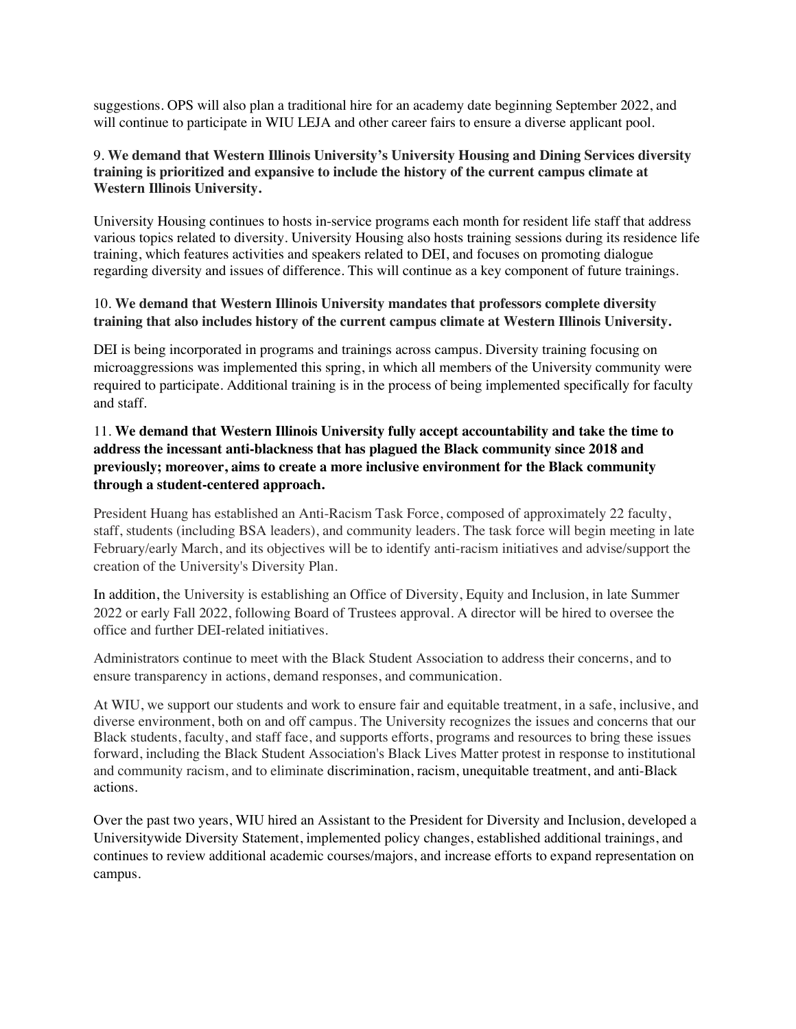suggestions. OPS will also plan a traditional hire for an academy date beginning September 2022, and will continue to participate in WIU LEJA and other career fairs to ensure a diverse applicant pool.

9. **We demand that Western Illinois University's University Housing and Dining Services diversity training is prioritized and expansive to include the history of the current campus climate at Western Illinois University.**

University Housing continues to hosts in-service programs each month for resident life staff that address various topics related to diversity. University Housing also hosts training sessions during its residence life training, which features activities and speakers related to DEI, and focuses on promoting dialogue regarding diversity and issues of difference. This will continue as a key component of future trainings.

10. **We demand that Western Illinois University mandates that professors complete diversity training that also includes history of the current campus climate at Western Illinois University.**

DEI is being incorporated in programs and trainings across campus. Diversity training focusing on microaggressions was implemented this spring, in which all members of the University community were required to participate. Additional training is in the process of being implemented specifically for faculty and staff.

11. **We demand that Western Illinois University fully accept accountability and take the time to address the incessant anti-blackness that has plagued the Black community since 2018 and previously; moreover, aims to create a more inclusive environment for the Black community through a student-centered approach.**

President Huang has established an Anti-Racism Task Force, composed of approximately 22 faculty, staff, students (including BSA leaders), and community leaders. The task force will begin meeting in late February/early March, and its objectives will be to identify anti-racism initiatives and advise/support the creation of the University's Diversity Plan.

In addition, the University is establishing an Office of Diversity, Equity and Inclusion, in late Summer 2022 or early Fall 2022, following Board of Trustees approval. A director will be hired to oversee the office and further DEI-related initiatives.

Administrators continue to meet with the Black Student Association to address their concerns, and to ensure transparency in actions, demand responses, and communication.

At WIU, we support our students and work to ensure fair and equitable treatment, in a safe, inclusive, and diverse environment, both on and off campus. The University recognizes the issues and concerns that our Black students, faculty, and staff face, and supports efforts, programs and resources to bring these issues forward, including the Black Student Association's Black Lives Matter protest in response to institutional and community racism, and to eliminate discrimination, racism, unequitable treatment, and anti-Black actions.

Over the past two years, WIU hired an Assistant to the President for Diversity and Inclusion, developed a Universitywide Diversity Statement, implemented policy changes, established additional trainings, and continues to review additional academic courses/majors, and increase efforts to expand representation on campus.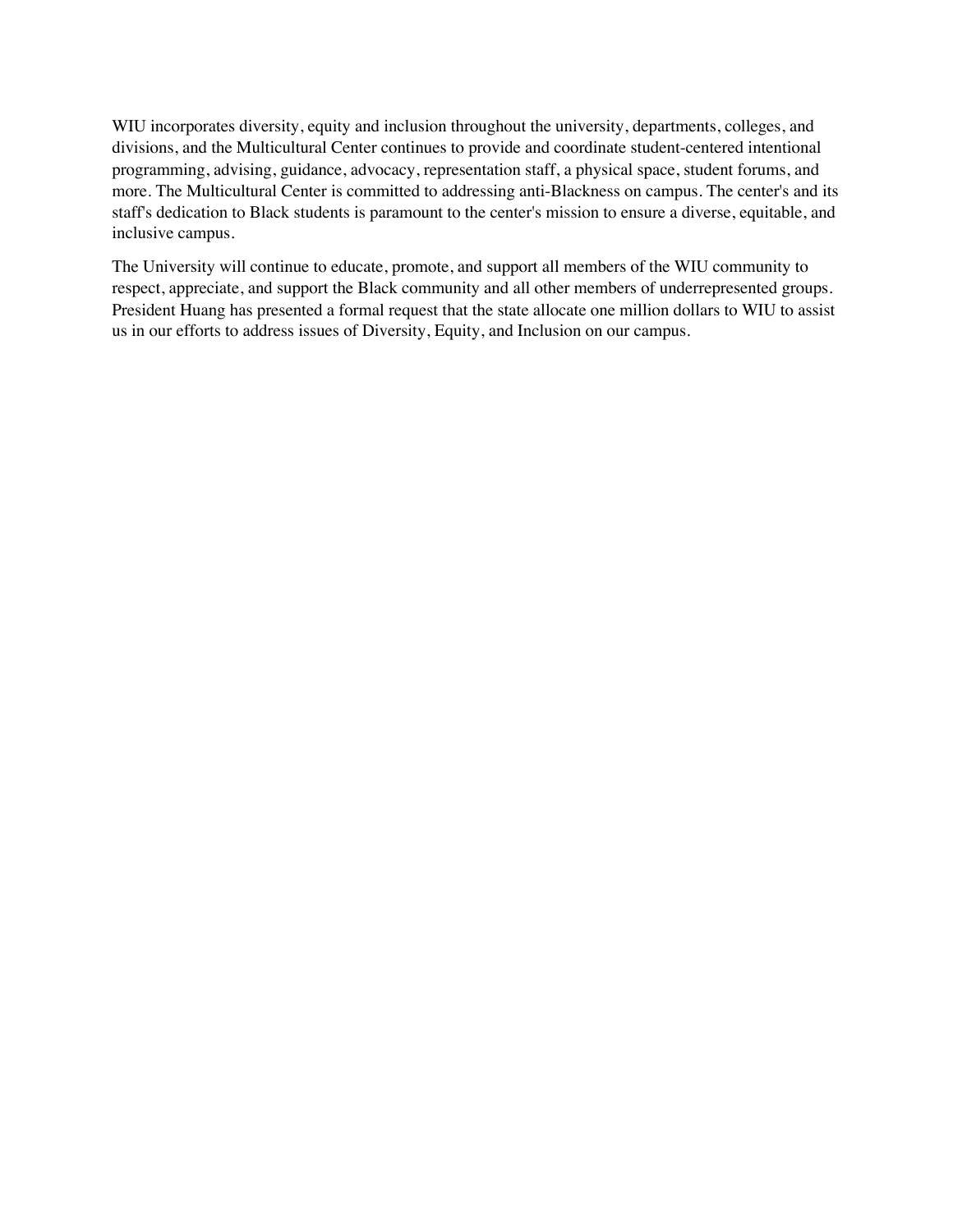WIU incorporates diversity, equity and inclusion throughout the university, departments, colleges, and divisions, and the Multicultural Center continues to provide and coordinate student-centered intentional programming, advising, guidance, advocacy, representation staff, a physical space, student forums, and more. The Multicultural Center is committed to addressing anti-Blackness on campus. The center's and its staff's dedication to Black students is paramount to the center's mission to ensure a diverse, equitable, and inclusive campus.

The University will continue to educate, promote, and support all members of the WIU community to respect, appreciate, and support the Black community and all other members of underrepresented groups. President Huang has presented a formal request that the state allocate one million dollars to WIU to assist us in our efforts to address issues of Diversity, Equity, and Inclusion on our campus.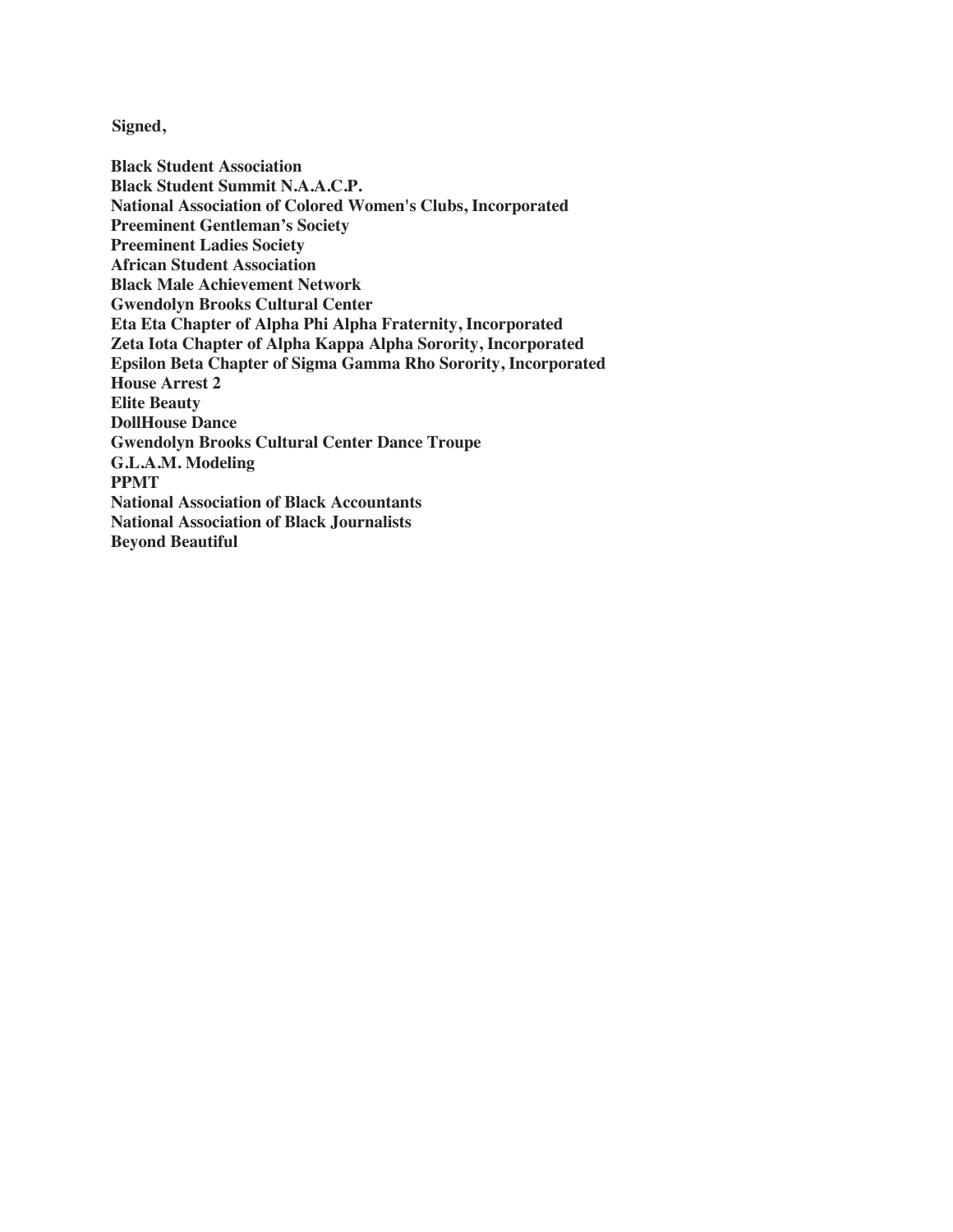**Signed,**

**Black Student Association**
**Black Student Summit N.A.A.C.P.**
**National Association of Colored Women's Clubs, Incorporated**
**Preeminent Gentleman's Society**
**Preeminent Ladies Society**
**African Student Association**
**Black Male Achievement Network**
**Gwendolyn Brooks Cultural Center**
**Eta Eta Chapter of Alpha Phi Alpha Fraternity, Incorporated**
**Zeta Iota Chapter of Alpha Kappa Alpha Sorority, Incorporated**
**Epsilon Beta Chapter of Sigma Gamma Rho Sorority, Incorporated**
**House Arrest 2**
**Elite Beauty**
**DollHouse Dance**
**Gwendolyn Brooks Cultural Center Dance Troupe**
**G.L.A.M. Modeling**
**PPMT**
**National Association of Black Accountants**
**National Association of Black Journalists**
**Beyond Beautiful**